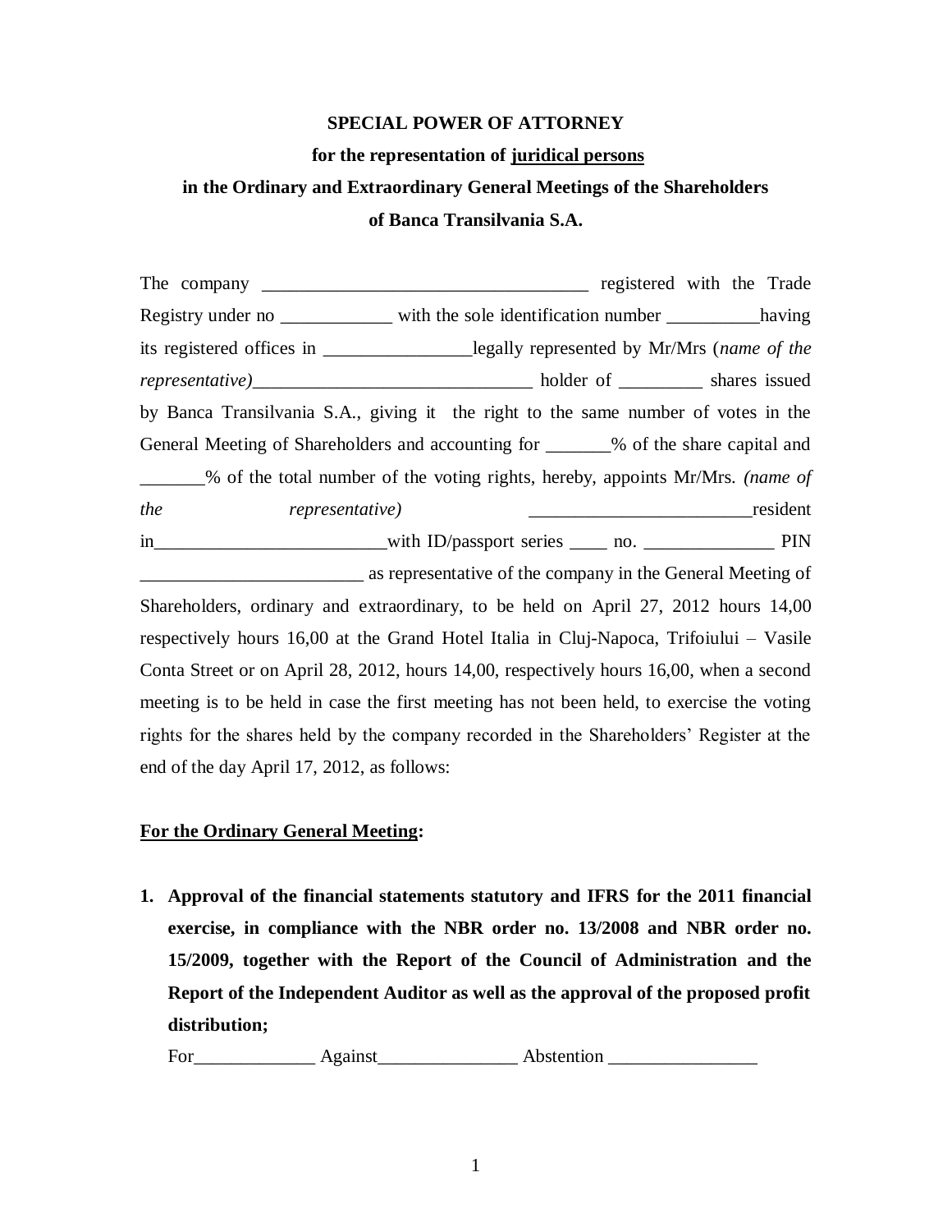**SPECIAL POWER OF ATTORNEY**

**for the representation of juridical persons**

**in the Ordinary and Extraordinary General Meetings of the Shareholders**

**of Banca Transilvania S.A.**

The company ___________________________________ registered with the Trade Registry under no ____________ with the sole identification number __________having its registered offices in ________________legally represented by Mr/Mrs (*name of the representative)*______________________________ holder of _________ shares issued by Banca Transilvania S.A., giving it the right to the same number of votes in the General Meeting of Shareholders and accounting for _______% of the share capital and _______% of the total number of the voting rights, hereby, appoints Mr/Mrs. *(name of the representative)* ________________________resident in________________________with ID/passport series ____ no. ______________ PIN ________________________ as representative of the company in the General Meeting of Shareholders, ordinary and extraordinary, to be held on April 27, 2012 hours 14,00 respectively hours 16,00 at the Grand Hotel Italia in Cluj-Napoca, Trifoiului – Vasile Conta Street or on April 28, 2012, hours 14,00, respectively hours 16,00, when a second meeting is to be held in case the first meeting has not been held, to exercise the voting rights for the shares held by the company recorded in the Shareholders' Register at the end of the day April 17, 2012, as follows:

**For the Ordinary General Meeting:**

1. **Approval of the financial statements statutory and IFRS for the 2011 financial exercise, in compliance with the NBR order no. 13/2008 and NBR order no. 15/2009, together with the Report of the Council of Administration and the Report of the Independent Auditor as well as the approval of the proposed profit distribution;**

   For_____________ Against_______________ Abstention ________________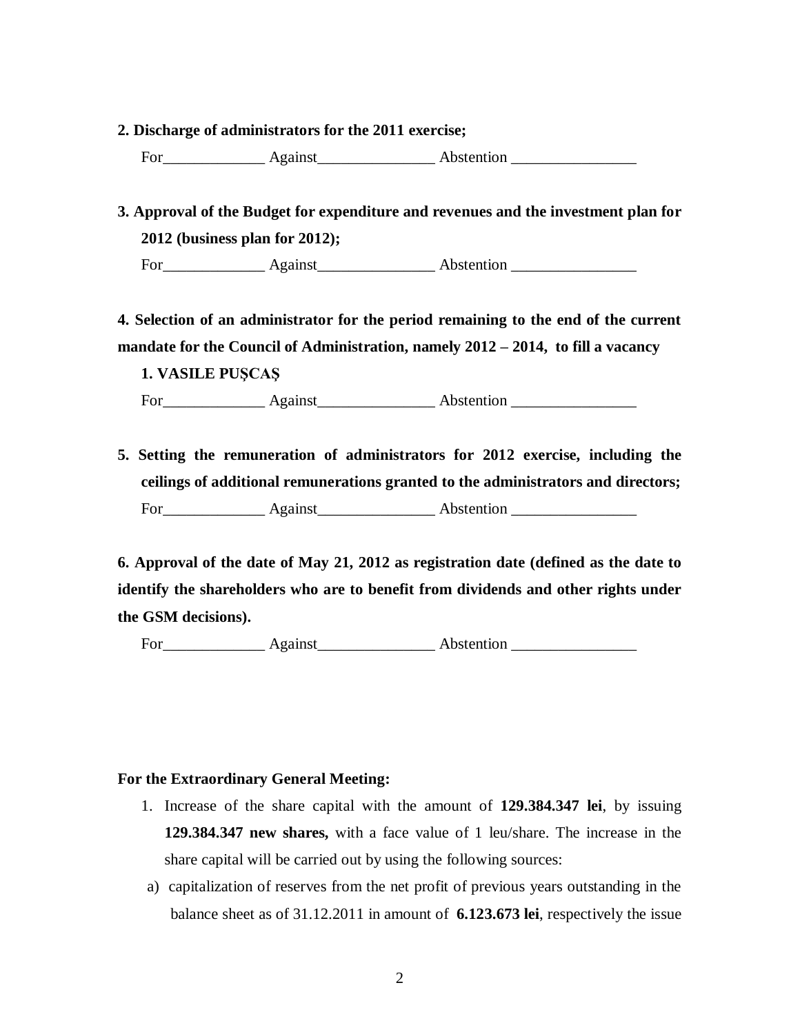**2. Discharge of administrators for the 2011 exercise;**

For_____________ Against_______________ Abstention ________________

**3. Approval of the Budget for expenditure and revenues and the investment plan for 2012 (business plan for 2012);**

For_____________ Against_______________ Abstention ________________

**4. Selection of an administrator for the period remaining to the end of the current mandate for the Council of Administration, namely 2012 – 2014, to fill a vacancy**

**1. VASILE PUŞCAŞ**

For_____________ Against_______________ Abstention ________________

**5. Setting the remuneration of administrators for 2012 exercise, including the ceilings of additional remunerations granted to the administrators and directors;**

For_____________ Against_______________ Abstention ________________

**6. Approval of the date of May 21, 2012 as registration date (defined as the date to identify the shareholders who are to benefit from dividends and other rights under the GSM decisions).**

For_____________ Against_______________ Abstention ________________

**For the Extraordinary General Meeting:**

1. Increase of the share capital with the amount of **129.384.347 lei**, by issuing **129.384.347 new shares,** with a face value of 1 leu/share. The increase in the share capital will be carried out by using the following sources:

a) capitalization of reserves from the net profit of previous years outstanding in the balance sheet as of 31.12.2011 in amount of **6.123.673 lei**, respectively the issue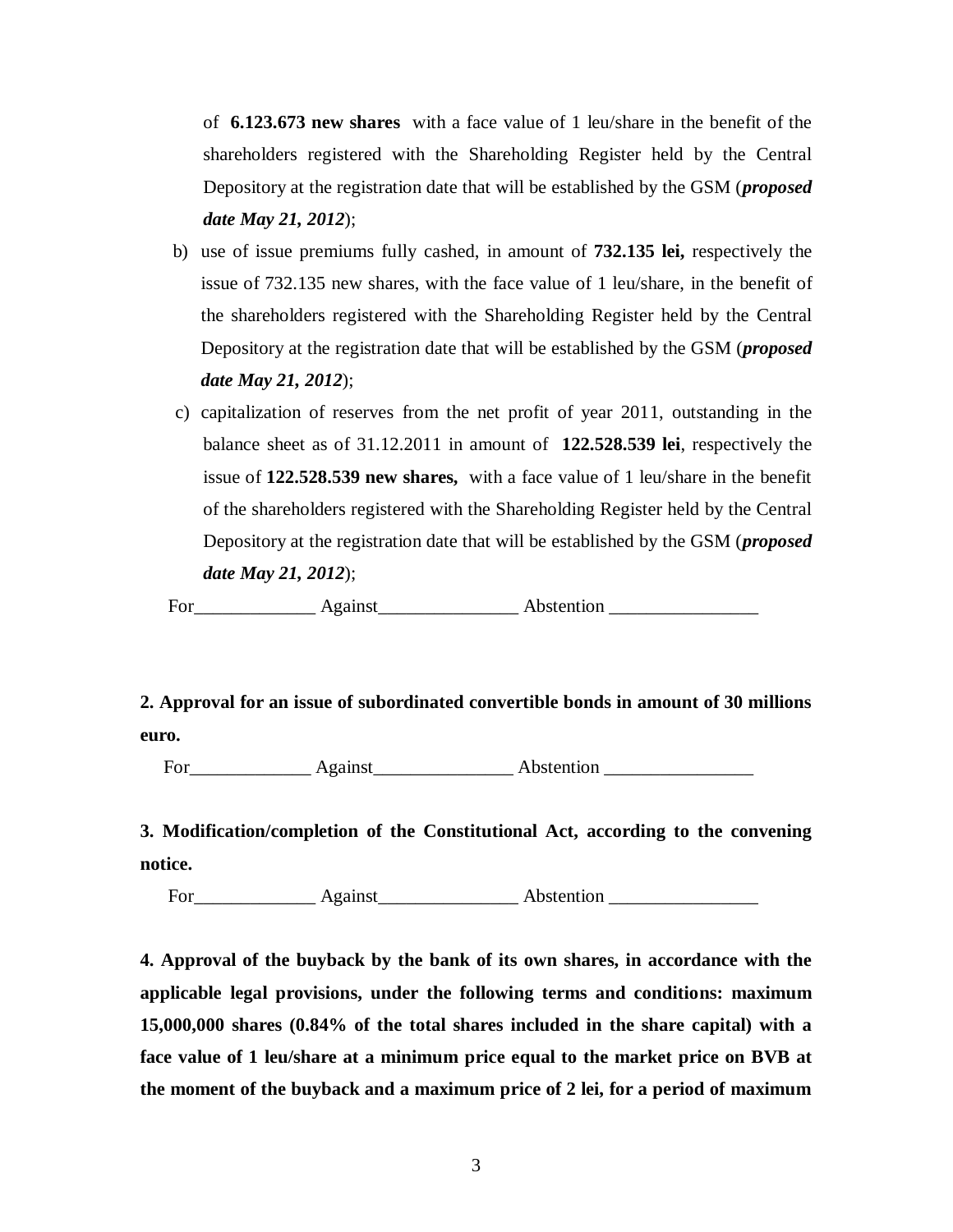of **6.123.673 new shares** with a face value of 1 leu/share in the benefit of the shareholders registered with the Shareholding Register held by the Central Depository at the registration date that will be established by the GSM (***proposed date May 21, 2012***);

b) use of issue premiums fully cashed, in amount of **732.135 lei,** respectively the issue of 732.135 new shares, with the face value of 1 leu/share, in the benefit of the shareholders registered with the Shareholding Register held by the Central Depository at the registration date that will be established by the GSM (***proposed date May 21, 2012***);

c) capitalization of reserves from the net profit of year 2011, outstanding in the balance sheet as of 31.12.2011 in amount of **122.528.539 lei**, respectively the issue of **122.528.539 new shares,** with a face value of 1 leu/share in the benefit of the shareholders registered with the Shareholding Register held by the Central Depository at the registration date that will be established by the GSM (***proposed date May 21, 2012***);

For_____________ Against_______________ Abstention ________________

**2. Approval for an issue of subordinated convertible bonds in amount of 30 millions euro.**

For_____________ Against_______________ Abstention ________________

**3. Modification/completion of the Constitutional Act, according to the convening notice.**

For_____________ Against_______________ Abstention ________________

**4. Approval of the buyback by the bank of its own shares, in accordance with the applicable legal provisions, under the following terms and conditions: maximum 15,000,000 shares (0.84% of the total shares included in the share capital) with a face value of 1 leu/share at a minimum price equal to the market price on BVB at the moment of the buyback and a maximum price of 2 lei, for a period of maximum**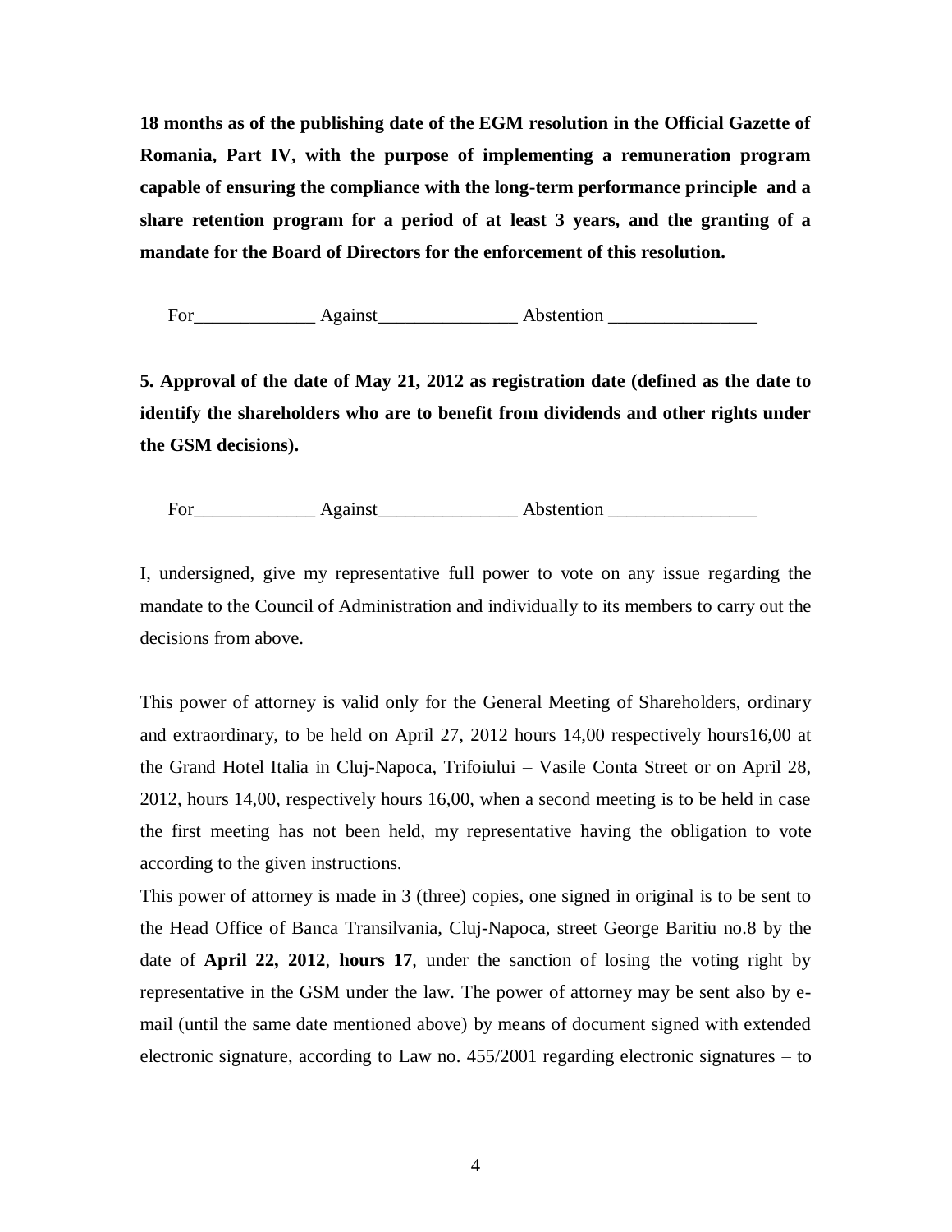**18 months as of the publishing date of the EGM resolution in the Official Gazette of Romania, Part IV, with the purpose of implementing a remuneration program capable of ensuring the compliance with the long-term performance principle and a share retention program for a period of at least 3 years, and the granting of a mandate for the Board of Directors for the enforcement of this resolution.**

For_____________ Against_______________ Abstention ________________

**5. Approval of the date of May 21, 2012 as registration date (defined as the date to identify the shareholders who are to benefit from dividends and other rights under the GSM decisions).**

For_____________ Against_______________ Abstention ________________

I, undersigned, give my representative full power to vote on any issue regarding the mandate to the Council of Administration and individually to its members to carry out the decisions from above.

This power of attorney is valid only for the General Meeting of Shareholders, ordinary and extraordinary, to be held on April 27, 2012 hours 14,00 respectively hours16,00 at the Grand Hotel Italia in Cluj-Napoca, Trifoiului – Vasile Conta Street or on April 28, 2012, hours 14,00, respectively hours 16,00, when a second meeting is to be held in case the first meeting has not been held, my representative having the obligation to vote according to the given instructions.

This power of attorney is made in 3 (three) copies, one signed in original is to be sent to the Head Office of Banca Transilvania, Cluj-Napoca, street George Baritiu no.8 by the date of **April 22, 2012**, **hours 17**, under the sanction of losing the voting right by representative in the GSM under the law. The power of attorney may be sent also by e-mail (until the same date mentioned above) by means of document signed with extended electronic signature, according to Law no. 455/2001 regarding electronic signatures – to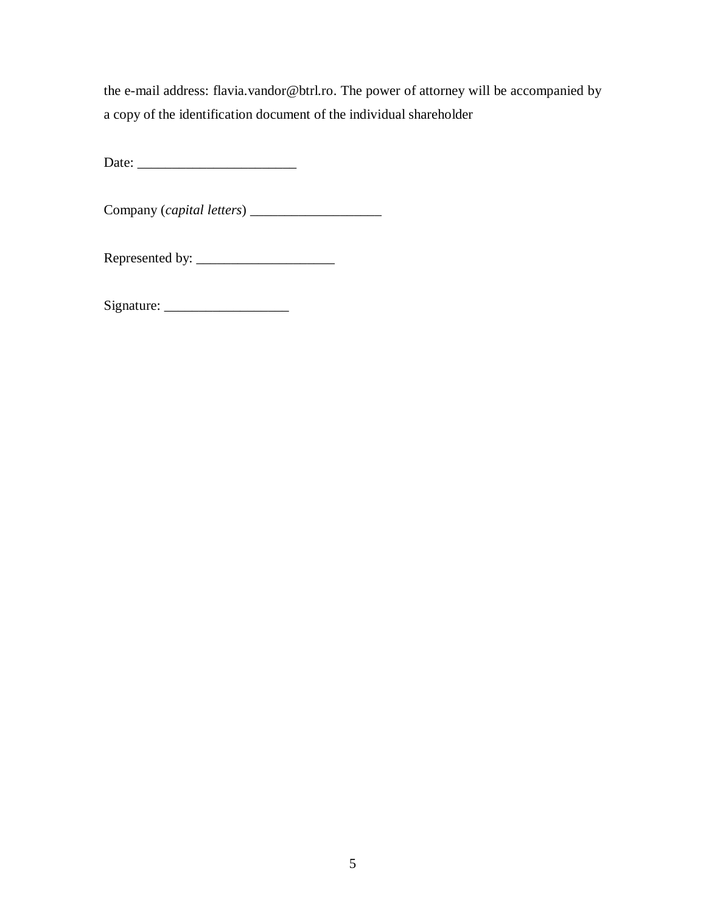the e-mail address: flavia.vandor@btrl.ro. The power of attorney will be accompanied by a copy of the identification document of the individual shareholder

Date: _______________________

Company (*capital letters*) ___________________

Represented by: ____________________

Signature: __________________